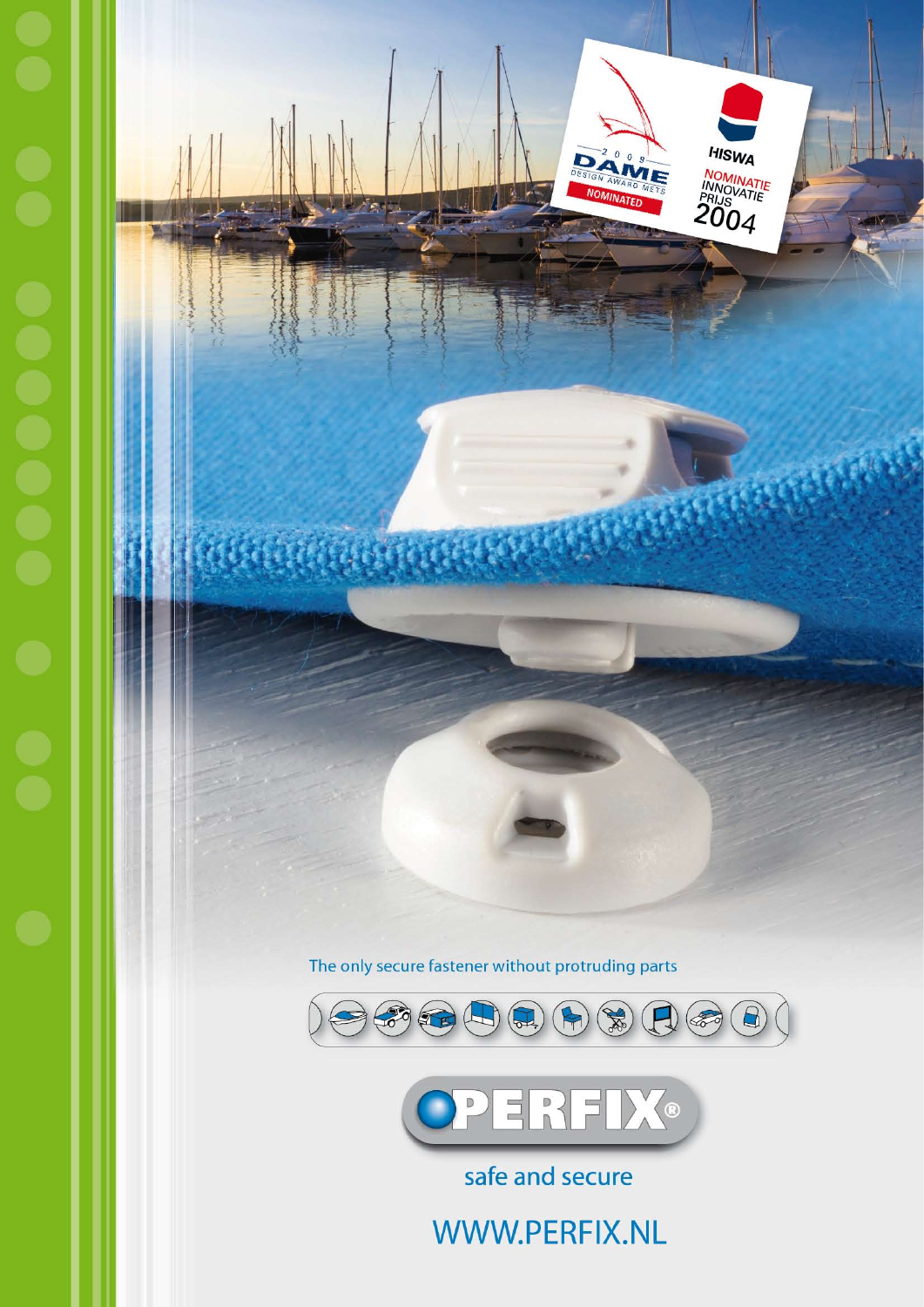2009 DAME DESIGN AWARD METS NOMINATED

HISWA NOMINATIE INNOVATIE PRIJS 2004

The only secure fastener without protruding parts

PERFIX®

safe and secure

WWW.PERFIX.NL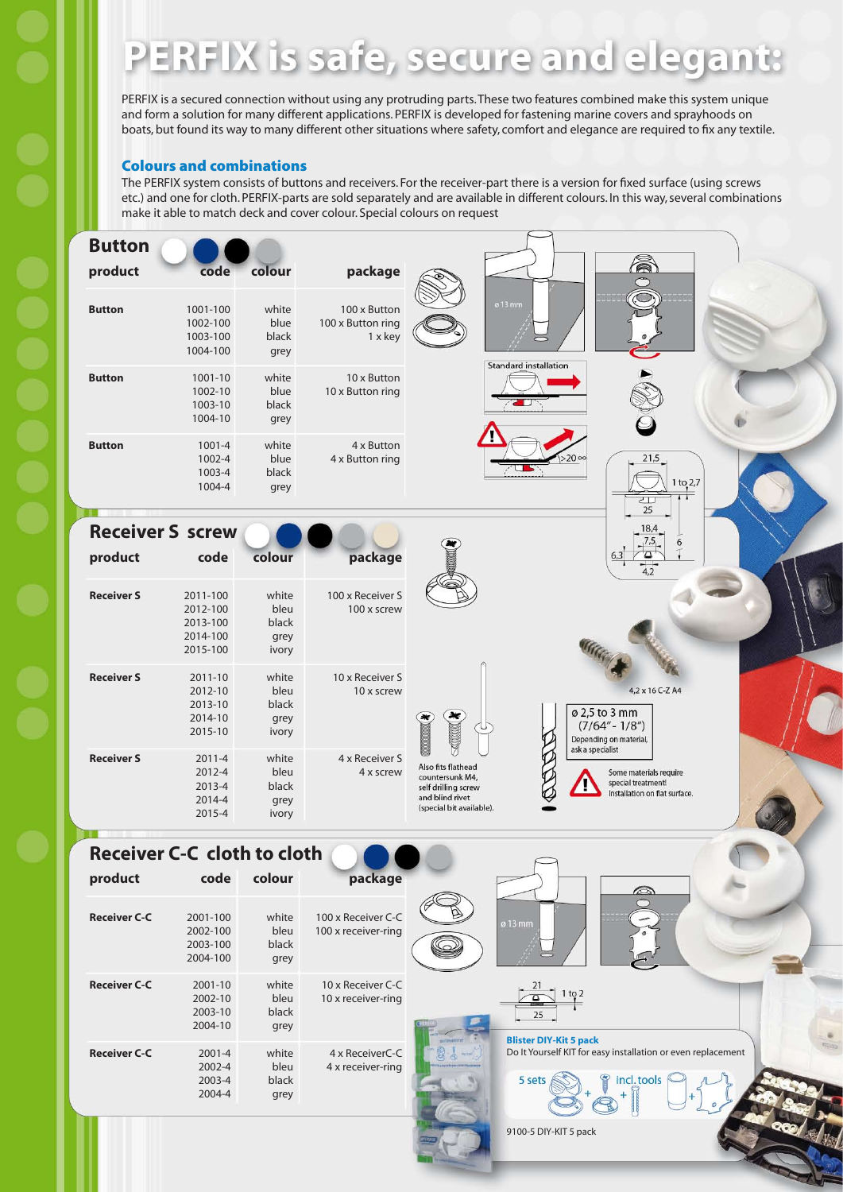# PERFIX is safe, secure and elegant:

PERFIX is a secured connection without using any protruding parts. These two features combined make this system unique and form a solution for many different applications. PERFIX is developed for fastening marine covers and sprayhoods on boats, but found its way to many different other situations where safety, comfort and elegance are required to fix any textile.

## Colours and combinations

The PERFIX system consists of buttons and receivers. For the receiver-part there is a version for fixed surface (using screws etc.) and one for cloth. PERFIX-parts are sold separately and are available in different colours. In this way, several combinations make it able to match deck and cover colour. Special colours on request

## Button

| product | code | colour | package |
| --- | --- | --- | --- |
| Button | 1001-100<br>1002-100<br>1003-100<br>1004-100 | white<br>blue<br>black<br>grey | 100 x Button<br>100 x Button ring<br>1 x key |
| Button | 1001-10<br>1002-10<br>1003-10<br>1004-10 | white<br>blue<br>black<br>grey | 10 x Button<br>10 x Button ring |
| Button | 1001-4<br>1002-4<br>1003-4<br>1004-4 | white<br>blue<br>black<br>grey | 4 x Button<br>4 x Button ring |

ø 13 mm

Standard installation

> 20 ∞

21,5 — 1 to 2,7 — 25

18,4 — 7,5 — 6 — 6,3 — 4,2

## Receiver S screw

| product | code | colour | package |
| --- | --- | --- | --- |
| Receiver S | 2011-100<br>2012-100<br>2013-100<br>2014-100<br>2015-100 | white<br>bleu<br>black<br>grey<br>ivory | 100 x Receiver S<br>100 x screw |
| Receiver S | 2011-10<br>2012-10<br>2013-10<br>2014-10<br>2015-10 | white<br>bleu<br>black<br>grey<br>ivory | 10 x Receiver S<br>10 x screw |
| Receiver S | 2011-4<br>2012-4<br>2013-4<br>2014-4<br>2015-4 | white<br>bleu<br>black<br>grey<br>ivory | 4 x Receiver S<br>4 x screw |

4,2 x 16 C-Z A4

Also fits flathead countersunk M4, self drilling screw and blind rivet (special bit available).

ø 2,5 to 3 mm (7/64" - 1/8")
Depending on material, ask a specialist

Some materials require special treatment!
Installation on flat surface.

## Receiver C-C cloth to cloth

| product | code | colour | package |
| --- | --- | --- | --- |
| Receiver C-C | 2001-100<br>2002-100<br>2003-100<br>2004-100 | white<br>bleu<br>black<br>grey | 100 x Receiver C-C<br>100 x receiver-ring |
| Receiver C-C | 2001-10<br>2002-10<br>2003-10<br>2004-10 | white<br>bleu<br>black<br>grey | 10 x Receiver C-C<br>10 x receiver-ring |
| Receiver C-C | 2001-4<br>2002-4<br>2003-4<br>2004-4 | white<br>bleu<br>black<br>grey | 4 x ReceiverC-C<br>4 x receiver-ring |

ø 13 mm

21 — 1 to 2 — 25

**Blister DIY-Kit 5 pack**
Do It Yourself KIT for easy installation or even replacement

5 sets + + incl. tools +

9100-5 DIY-KIT 5 pack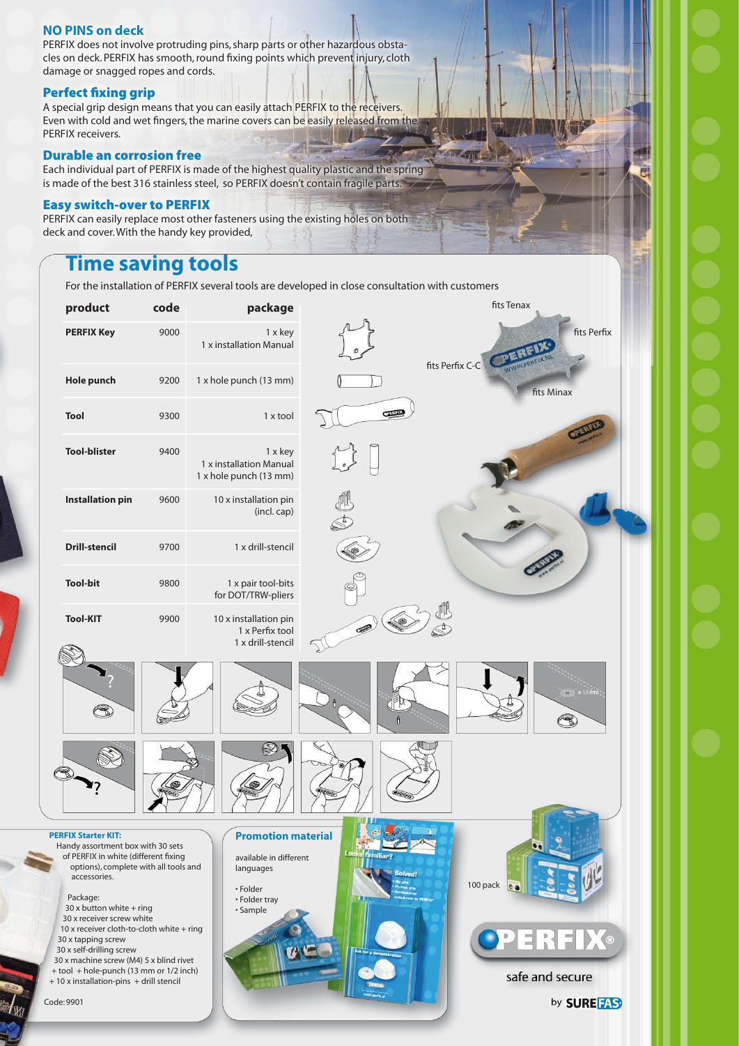### NO PINS on deck

PERFIX does not involve protruding pins, sharp parts or other hazardous obstacles on deck. PERFIX has smooth, round fixing points which prevent injury, cloth damage or snagged ropes and cords.

### Perfect fixing grip

A special grip design means that you can easily attach PERFIX to the receivers. Even with cold and wet fingers, the marine covers can be easily released from the PERFIX receivers.

### Durable an corrosion free

Each individual part of PERFIX is made of the highest quality plastic and the spring is made of the best 316 stainless steel, so PERFIX doesn't contain fragile parts.

### Easy switch-over to PERFIX

PERFIX can easily replace most other fasteners using the existing holes on both deck and cover. With the handy key provided,

## Time saving tools

For the installation of PERFIX several tools are developed in close consultation with customers

| product | code | package |
|---|---|---|
| **PERFIX Key** | 9000 | 1 x key<br>1 x installation Manual |
| **Hole punch** | 9200 | 1 x hole punch (13 mm) |
| **Tool** | 9300 | 1 x tool |
| **Tool-blister** | 9400 | 1 x key<br>1 x installation Manual<br>1 x hole punch (13 mm) |
| **Installation pin** | 9600 | 10 x installation pin (incl. cap) |
| **Drill-stencil** | 9700 | 1 x drill-stencil |
| **Tool-bit** | 9800 | 1 x pair tool-bits for DOT/TRW-pliers |
| **Tool-KIT** | 9900 | 10 x installation pin<br>1 x Perfix tool<br>1 x drill-stencil |

fits Tenax

fits Perfix

fits Perfix C-C

fits Minax

### PERFIX Starter KIT:

Handy assortment box with 30 sets of PERFIX in white (different fixing options), complete with all tools and accessories.

Package:
30 x button white + ring
30 x receiver screw white
10 x receiver cloth-to-cloth white + ring
30 x tapping screw
30 x self-drilling screw
30 x machine screw (M4) 5 x blind rivet
+ tool + hole-punch (13 mm or 1/2 inch)
+ 10 x installation-pins + drill stencil

Code: 9901

### Promotion material

available in different languages

- Folder
- Folder tray
- Sample

100 pack

PERFIX®

safe and secure

by SUREFAS